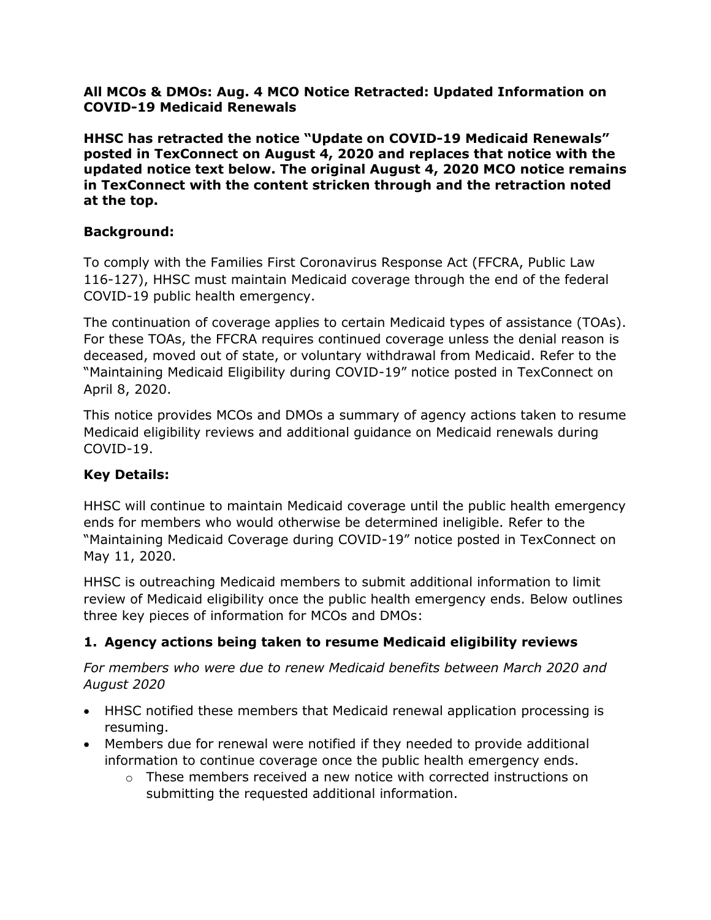**All MCOs & DMOs: Aug. 4 MCO Notice Retracted: Updated Information on COVID-19 Medicaid Renewals**

**HHSC has retracted the notice "Update on COVID-19 Medicaid Renewals" posted in TexConnect on August 4, 2020 and replaces that notice with the updated notice text below. The original August 4, 2020 MCO notice remains in TexConnect with the content stricken through and the retraction noted at the top.**

## Background:

To comply with the Families First Coronavirus Response Act (FFCRA, Public Law 116-127), HHSC must maintain Medicaid coverage through the end of the federal COVID-19 public health emergency.

The continuation of coverage applies to certain Medicaid types of assistance (TOAs). For these TOAs, the FFCRA requires continued coverage unless the denial reason is deceased, moved out of state, or voluntary withdrawal from Medicaid. Refer to the "Maintaining Medicaid Eligibility during COVID-19" notice posted in TexConnect on April 8, 2020.

This notice provides MCOs and DMOs a summary of agency actions taken to resume Medicaid eligibility reviews and additional guidance on Medicaid renewals during COVID-19.

## Key Details:

HHSC will continue to maintain Medicaid coverage until the public health emergency ends for members who would otherwise be determined ineligible. Refer to the "Maintaining Medicaid Coverage during COVID-19" notice posted in TexConnect on May 11, 2020.

HHSC is outreaching Medicaid members to submit additional information to limit review of Medicaid eligibility once the public health emergency ends. Below outlines three key pieces of information for MCOs and DMOs:

### 1. Agency actions being taken to resume Medicaid eligibility reviews

*For members who were due to renew Medicaid benefits between March 2020 and August 2020*

- HHSC notified these members that Medicaid renewal application processing is resuming.
- Members due for renewal were notified if they needed to provide additional information to continue coverage once the public health emergency ends.
  - These members received a new notice with corrected instructions on submitting the requested additional information.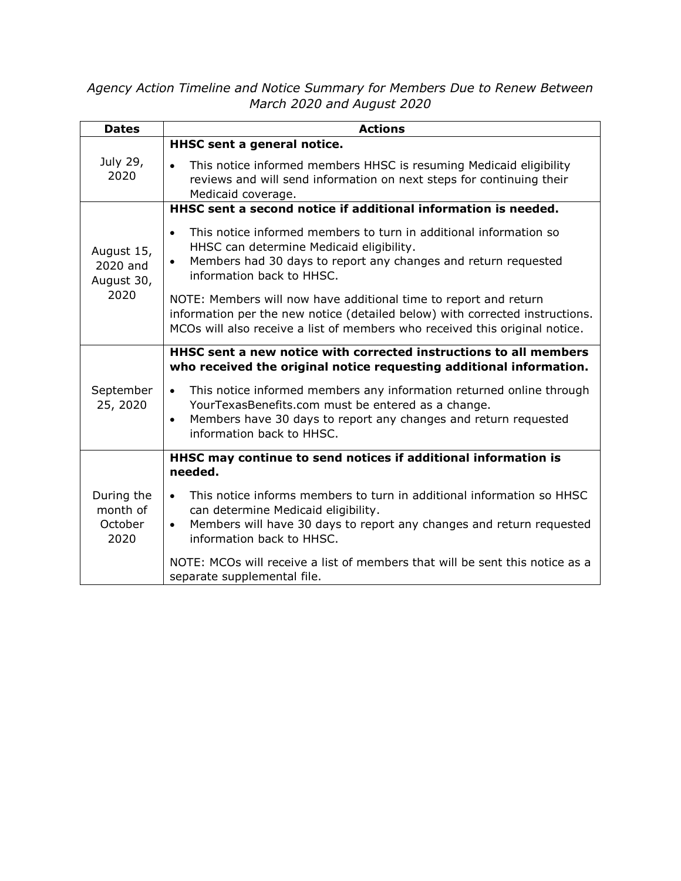*Agency Action Timeline and Notice Summary for Members Due to Renew Between March 2020 and August 2020*

| Dates | Actions |
|---|---|
| July 29, 2020 | **HHSC sent a general notice.**<br>• This notice informed members HHSC is resuming Medicaid eligibility reviews and will send information on next steps for continuing their Medicaid coverage. |
| August 15, 2020 and August 30, 2020 | **HHSC sent a second notice if additional information is needed.**<br>• This notice informed members to turn in additional information so HHSC can determine Medicaid eligibility.<br>• Members had 30 days to report any changes and return requested information back to HHSC.<br><br>NOTE: Members will now have additional time to report and return information per the new notice (detailed below) with corrected instructions. MCOs will also receive a list of members who received this original notice. |
| September 25, 2020 | **HHSC sent a new notice with corrected instructions to all members who received the original notice requesting additional information.**<br>• This notice informed members any information returned online through YourTexasBenefits.com must be entered as a change.<br>• Members have 30 days to report any changes and return requested information back to HHSC. |
| During the month of October 2020 | **HHSC may continue to send notices if additional information is needed.**<br>• This notice informs members to turn in additional information so HHSC can determine Medicaid eligibility.<br>• Members will have 30 days to report any changes and return requested information back to HHSC.<br><br>NOTE: MCOs will receive a list of members that will be sent this notice as a separate supplemental file. |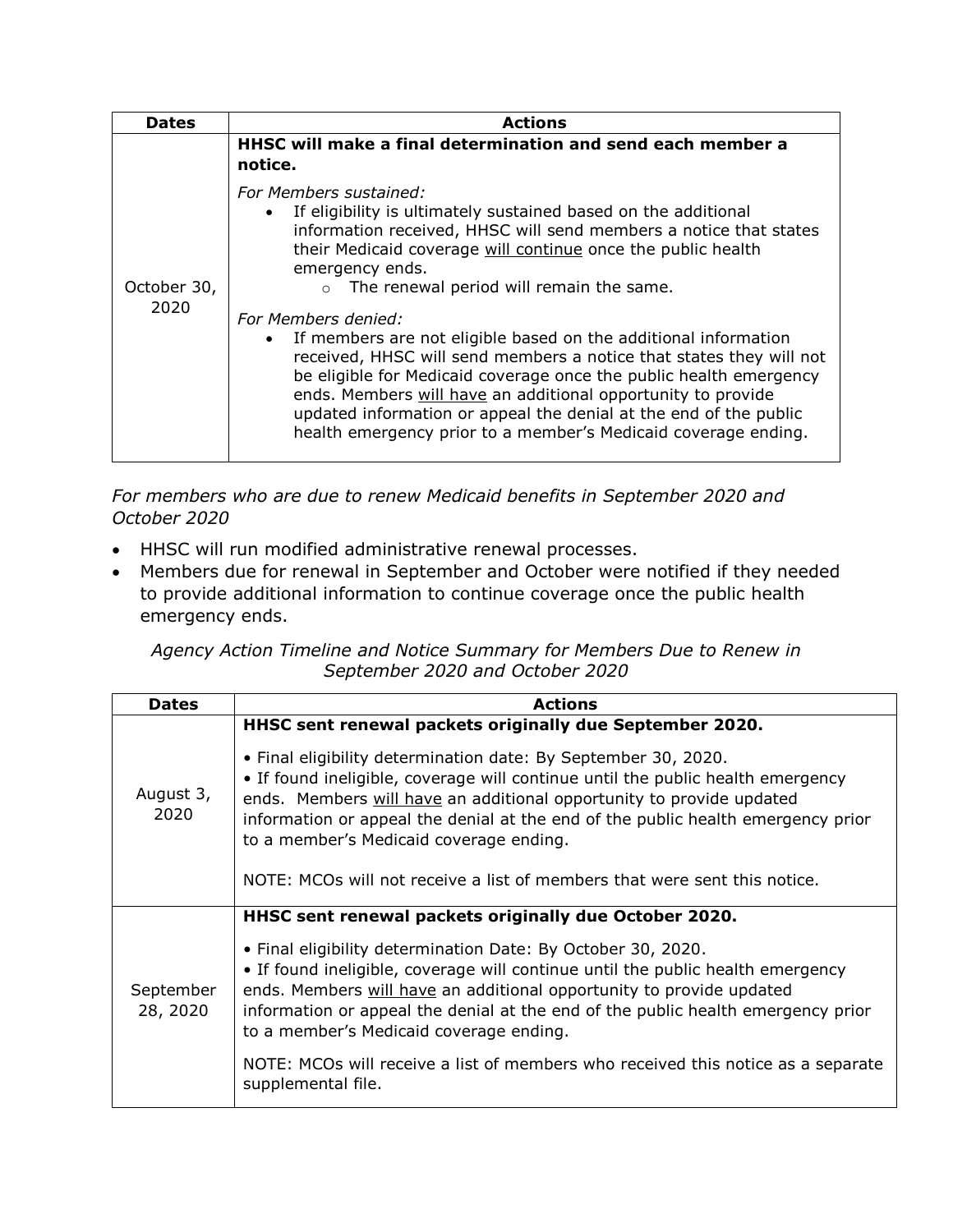| Dates | Actions |
| --- | --- |
| October 30, 2020 | **HHSC will make a final determination and send each member a notice.**<br><br>*For Members sustained:*<br>• If eligibility is ultimately sustained based on the additional information received, HHSC will send members a notice that states their Medicaid coverage will continue once the public health emergency ends.<br>  ○ The renewal period will remain the same.<br><br>*For Members denied:*<br>• If members are not eligible based on the additional information received, HHSC will send members a notice that states they will not be eligible for Medicaid coverage once the public health emergency ends. Members will have an additional opportunity to provide updated information or appeal the denial at the end of the public health emergency prior to a member's Medicaid coverage ending. |

*For members who are due to renew Medicaid benefits in September 2020 and October 2020*

- HHSC will run modified administrative renewal processes.
- Members due for renewal in September and October were notified if they needed to provide additional information to continue coverage once the public health emergency ends.

*Agency Action Timeline and Notice Summary for Members Due to Renew in September 2020 and October 2020*

| Dates | Actions |
| --- | --- |
| August 3, 2020 | **HHSC sent renewal packets originally due September 2020.**<br><br>• Final eligibility determination date: By September 30, 2020.<br>• If found ineligible, coverage will continue until the public health emergency ends. Members will have an additional opportunity to provide updated information or appeal the denial at the end of the public health emergency prior to a member's Medicaid coverage ending.<br><br>NOTE: MCOs will not receive a list of members that were sent this notice. |
| September 28, 2020 | **HHSC sent renewal packets originally due October 2020.**<br><br>• Final eligibility determination Date: By October 30, 2020.<br>• If found ineligible, coverage will continue until the public health emergency ends. Members will have an additional opportunity to provide updated information or appeal the denial at the end of the public health emergency prior to a member's Medicaid coverage ending.<br><br>NOTE: MCOs will receive a list of members who received this notice as a separate supplemental file. |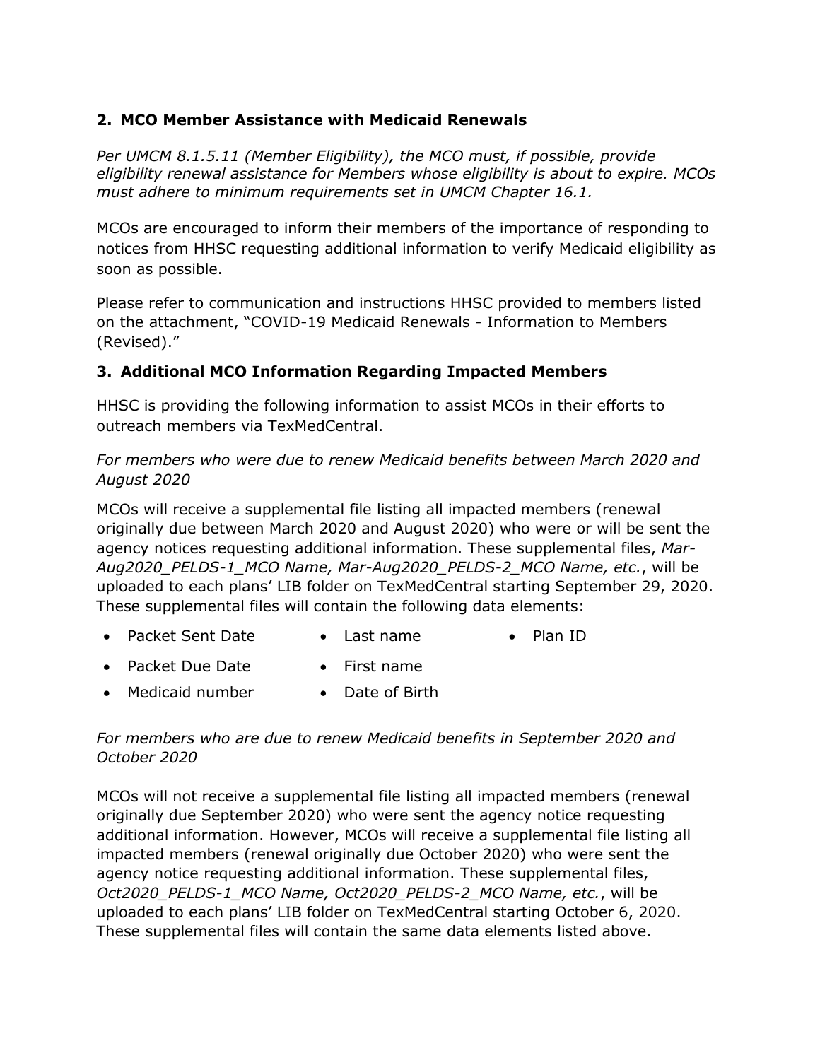## 2. MCO Member Assistance with Medicaid Renewals

*Per UMCM 8.1.5.11 (Member Eligibility), the MCO must, if possible, provide eligibility renewal assistance for Members whose eligibility is about to expire. MCOs must adhere to minimum requirements set in UMCM Chapter 16.1.*

MCOs are encouraged to inform their members of the importance of responding to notices from HHSC requesting additional information to verify Medicaid eligibility as soon as possible.

Please refer to communication and instructions HHSC provided to members listed on the attachment, "COVID-19 Medicaid Renewals - Information to Members (Revised)."

## 3. Additional MCO Information Regarding Impacted Members

HHSC is providing the following information to assist MCOs in their efforts to outreach members via TexMedCentral.

*For members who were due to renew Medicaid benefits between March 2020 and August 2020*

MCOs will receive a supplemental file listing all impacted members (renewal originally due between March 2020 and August 2020) who were or will be sent the agency notices requesting additional information. These supplemental files, *Mar-Aug2020_PELDS-1_MCO Name, Mar-Aug2020_PELDS-2_MCO Name, etc.*, will be uploaded to each plans' LIB folder on TexMedCentral starting September 29, 2020. These supplemental files will contain the following data elements:

- Packet Sent Date
- Packet Due Date
- Medicaid number
- Last name
- First name
- Date of Birth
- Plan ID

*For members who are due to renew Medicaid benefits in September 2020 and October 2020*

MCOs will not receive a supplemental file listing all impacted members (renewal originally due September 2020) who were sent the agency notice requesting additional information. However, MCOs will receive a supplemental file listing all impacted members (renewal originally due October 2020) who were sent the agency notice requesting additional information. These supplemental files, *Oct2020_PELDS-1_MCO Name, Oct2020_PELDS-2_MCO Name, etc.*, will be uploaded to each plans' LIB folder on TexMedCentral starting October 6, 2020. These supplemental files will contain the same data elements listed above.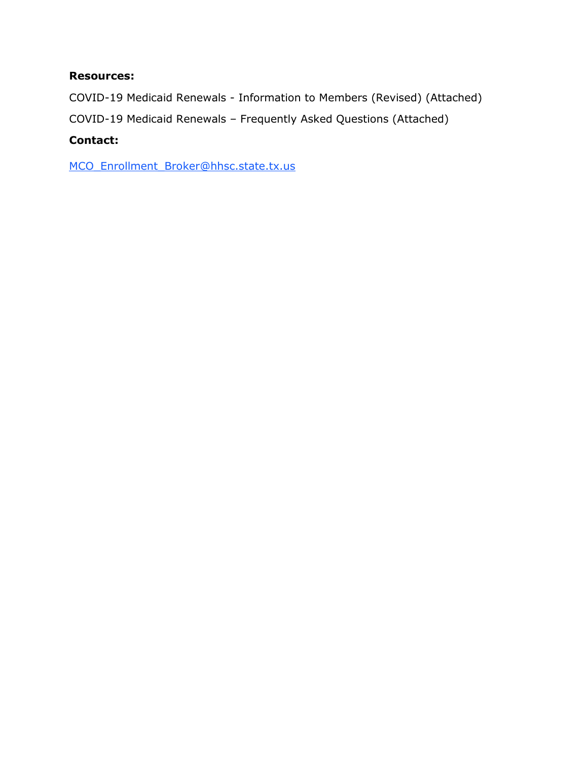**Resources:**

COVID-19 Medicaid Renewals - Information to Members (Revised) (Attached)

COVID-19 Medicaid Renewals – Frequently Asked Questions (Attached)

**Contact:**

[MCO_Enrollment_Broker@hhsc.state.tx.us](mailto:MCO_Enrollment_Broker@hhsc.state.tx.us)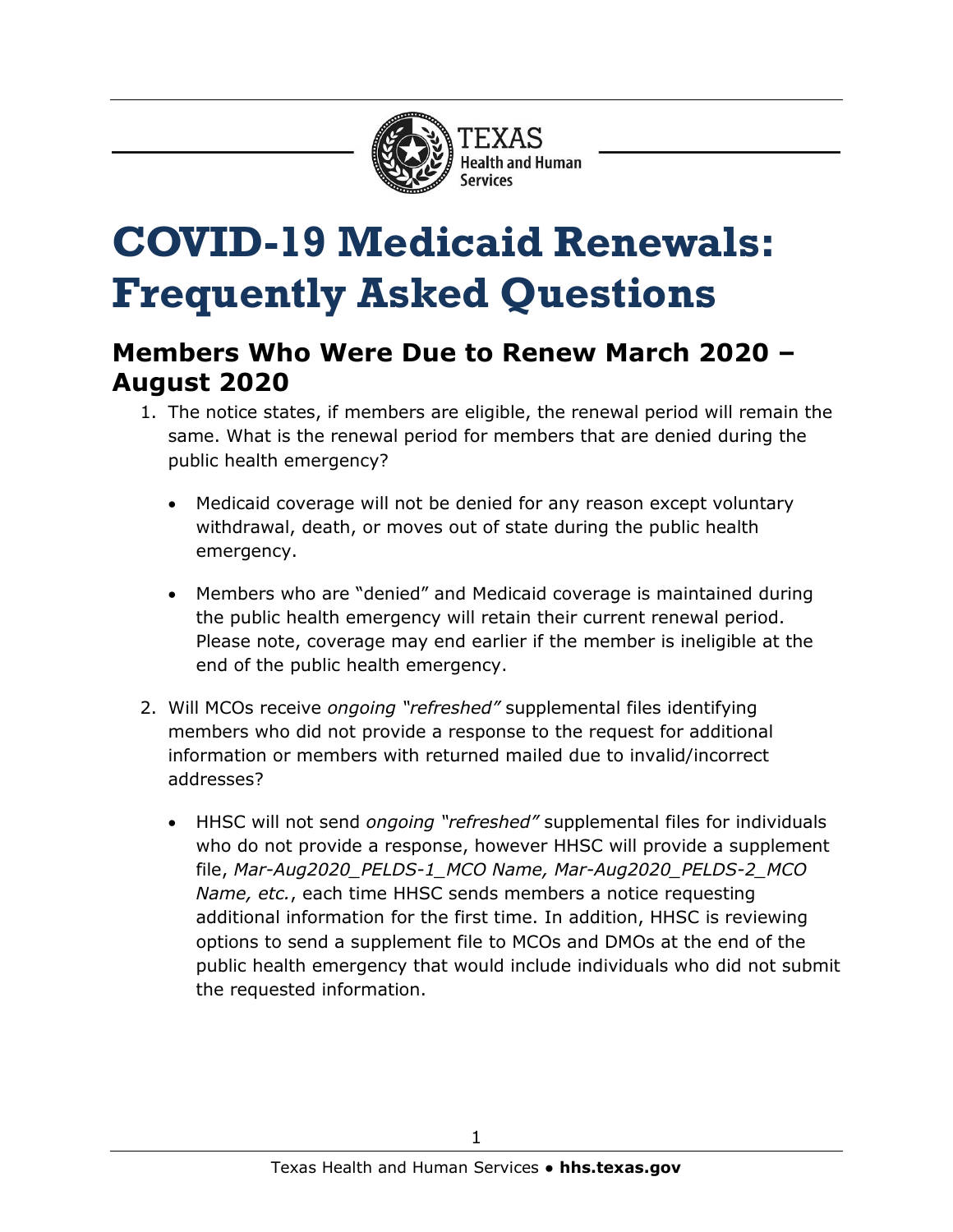# COVID-19 Medicaid Renewals: Frequently Asked Questions

## Members Who Were Due to Renew March 2020 – August 2020

1. The notice states, if members are eligible, the renewal period will remain the same. What is the renewal period for members that are denied during the public health emergency?

   - Medicaid coverage will not be denied for any reason except voluntary withdrawal, death, or moves out of state during the public health emergency.

   - Members who are "denied" and Medicaid coverage is maintained during the public health emergency will retain their current renewal period. Please note, coverage may end earlier if the member is ineligible at the end of the public health emergency.

2. Will MCOs receive *ongoing "refreshed"* supplemental files identifying members who did not provide a response to the request for additional information or members with returned mailed due to invalid/incorrect addresses?

   - HHSC will not send *ongoing "refreshed"* supplemental files for individuals who do not provide a response, however HHSC will provide a supplement file, *Mar-Aug2020_PELDS-1_MCO Name, Mar-Aug2020_PELDS-2_MCO Name, etc.*, each time HHSC sends members a notice requesting additional information for the first time. In addition, HHSC is reviewing options to send a supplement file to MCOs and DMOs at the end of the public health emergency that would include individuals who did not submit the requested information.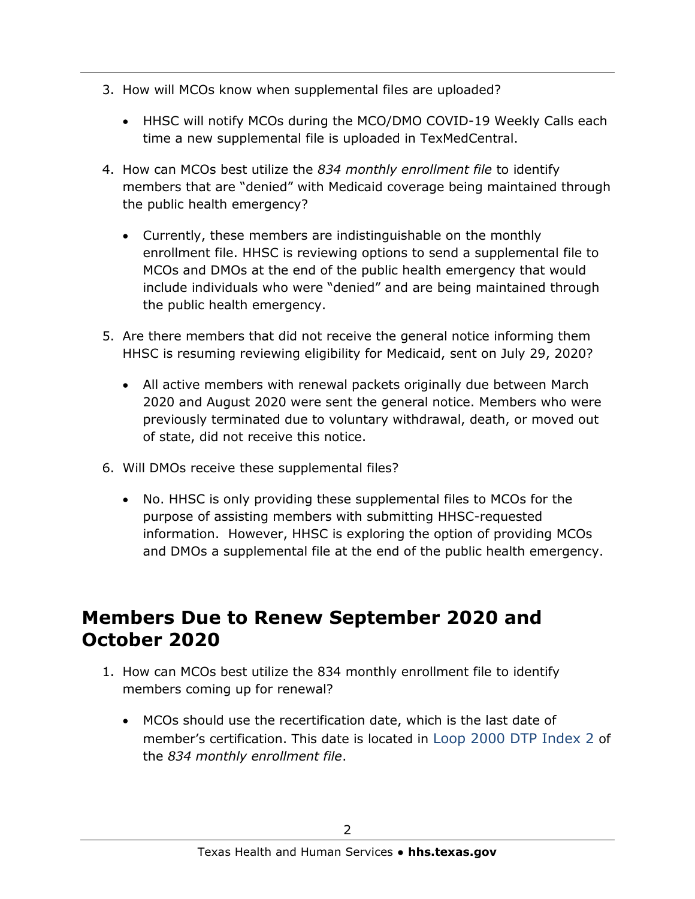3. How will MCOs know when supplemental files are uploaded?

    - HHSC will notify MCOs during the MCO/DMO COVID-19 Weekly Calls each time a new supplemental file is uploaded in TexMedCentral.

4. How can MCOs best utilize the *834 monthly enrollment file* to identify members that are "denied" with Medicaid coverage being maintained through the public health emergency?

    - Currently, these members are indistinguishable on the monthly enrollment file. HHSC is reviewing options to send a supplemental file to MCOs and DMOs at the end of the public health emergency that would include individuals who were "denied" and are being maintained through the public health emergency.

5. Are there members that did not receive the general notice informing them HHSC is resuming reviewing eligibility for Medicaid, sent on July 29, 2020?

    - All active members with renewal packets originally due between March 2020 and August 2020 were sent the general notice. Members who were previously terminated due to voluntary withdrawal, death, or moved out of state, did not receive this notice.

6. Will DMOs receive these supplemental files?

    - No. HHSC is only providing these supplemental files to MCOs for the purpose of assisting members with submitting HHSC-requested information. However, HHSC is exploring the option of providing MCOs and DMOs a supplemental file at the end of the public health emergency.

## Members Due to Renew September 2020 and October 2020

1. How can MCOs best utilize the 834 monthly enrollment file to identify members coming up for renewal?

    - MCOs should use the recertification date, which is the last date of member's certification. This date is located in Loop 2000 DTP Index 2 of the *834 monthly enrollment file*.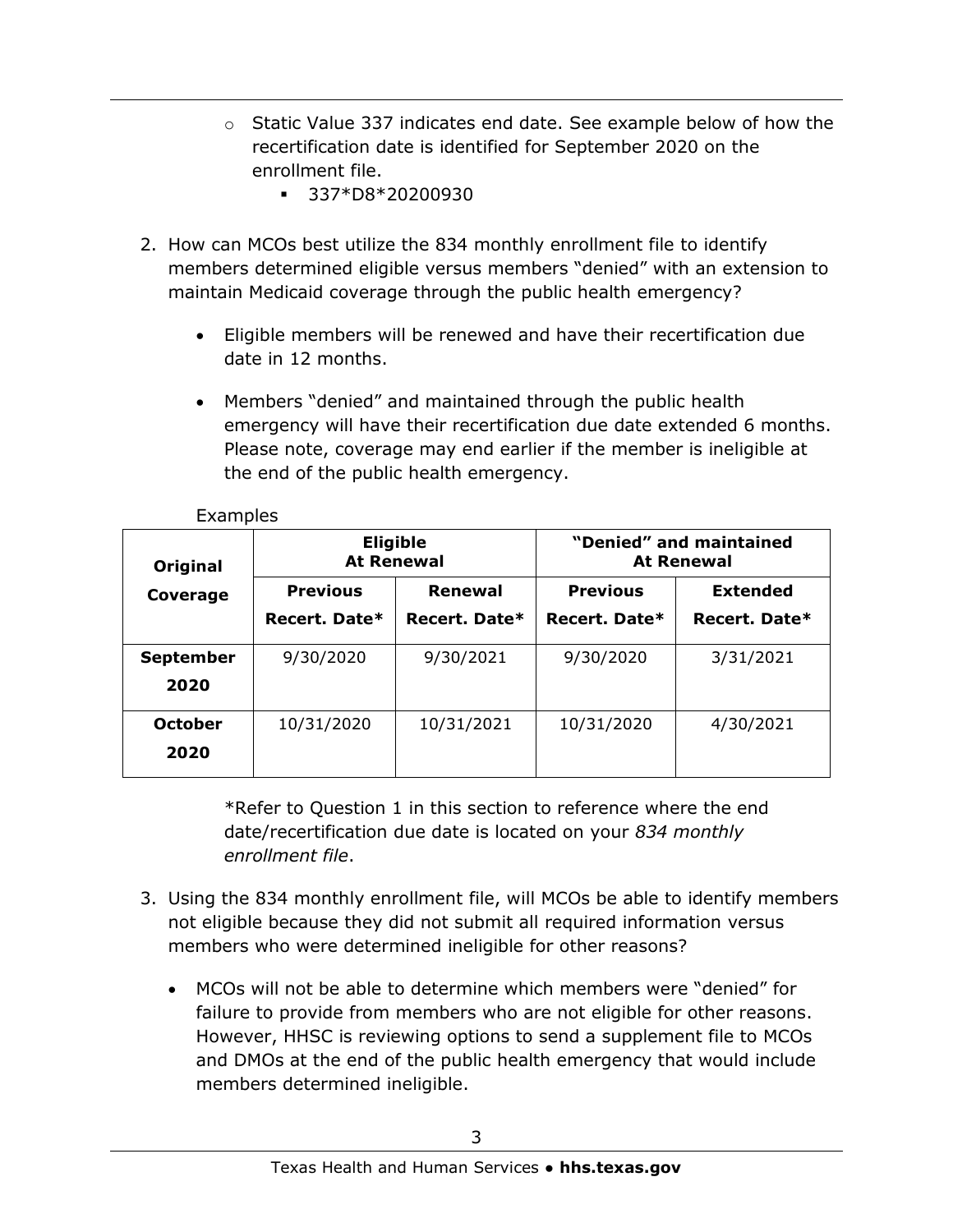- Static Value 337 indicates end date. See example below of how the recertification date is identified for September 2020 on the enrollment file.
  - 337*D8*20200930

2. How can MCOs best utilize the 834 monthly enrollment file to identify members determined eligible versus members "denied" with an extension to maintain Medicaid coverage through the public health emergency?

   - Eligible members will be renewed and have their recertification due date in 12 months.

   - Members "denied" and maintained through the public health emergency will have their recertification due date extended 6 months. Please note, coverage may end earlier if the member is ineligible at the end of the public health emergency.

   Examples

| Original Coverage | Eligible At Renewal | | "Denied" and maintained At Renewal | |
|---|---|---|---|---|
| | Previous Recert. Date* | Renewal Recert. Date* | Previous Recert. Date* | Extended Recert. Date* |
| September 2020 | 9/30/2020 | 9/30/2021 | 9/30/2020 | 3/31/2021 |
| October 2020 | 10/31/2020 | 10/31/2021 | 10/31/2020 | 4/30/2021 |

   *Refer to Question 1 in this section to reference where the end date/recertification due date is located on your *834 monthly enrollment file*.

3. Using the 834 monthly enrollment file, will MCOs be able to identify members not eligible because they did not submit all required information versus members who were determined ineligible for other reasons?

   - MCOs will not be able to determine which members were "denied" for failure to provide from members who are not eligible for other reasons. However, HHSC is reviewing options to send a supplement file to MCOs and DMOs at the end of the public health emergency that would include members determined ineligible.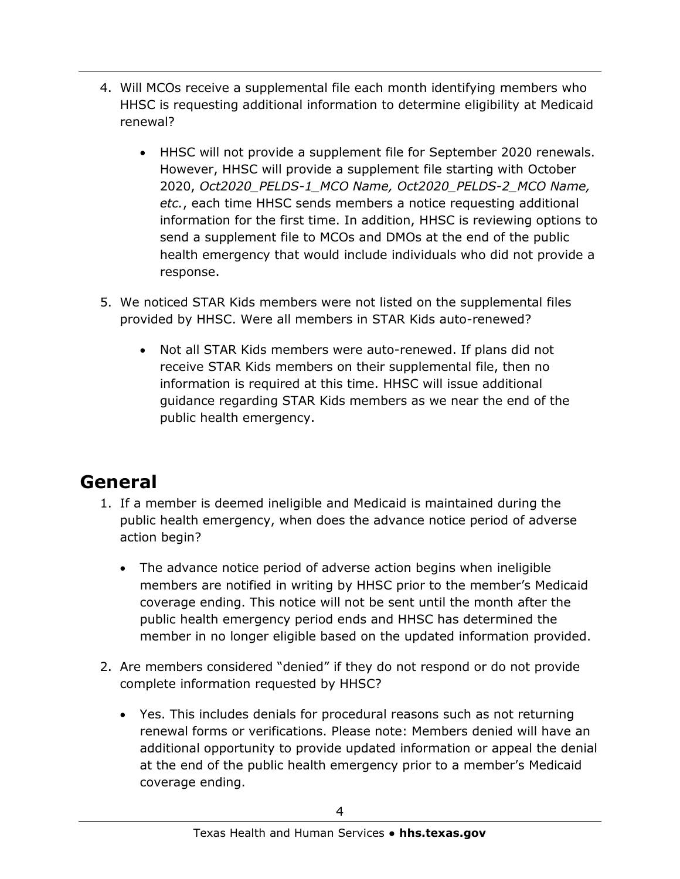4. Will MCOs receive a supplemental file each month identifying members who HHSC is requesting additional information to determine eligibility at Medicaid renewal?

    - HHSC will not provide a supplement file for September 2020 renewals. However, HHSC will provide a supplement file starting with October 2020, *Oct2020_PELDS-1_MCO Name, Oct2020_PELDS-2_MCO Name, etc.*, each time HHSC sends members a notice requesting additional information for the first time. In addition, HHSC is reviewing options to send a supplement file to MCOs and DMOs at the end of the public health emergency that would include individuals who did not provide a response.

5. We noticed STAR Kids members were not listed on the supplemental files provided by HHSC. Were all members in STAR Kids auto-renewed?

    - Not all STAR Kids members were auto-renewed. If plans did not receive STAR Kids members on their supplemental file, then no information is required at this time. HHSC will issue additional guidance regarding STAR Kids members as we near the end of the public health emergency.

## General

1. If a member is deemed ineligible and Medicaid is maintained during the public health emergency, when does the advance notice period of adverse action begin?

    - The advance notice period of adverse action begins when ineligible members are notified in writing by HHSC prior to the member's Medicaid coverage ending. This notice will not be sent until the month after the public health emergency period ends and HHSC has determined the member in no longer eligible based on the updated information provided.

2. Are members considered "denied" if they do not respond or do not provide complete information requested by HHSC?

    - Yes. This includes denials for procedural reasons such as not returning renewal forms or verifications. Please note: Members denied will have an additional opportunity to provide updated information or appeal the denial at the end of the public health emergency prior to a member's Medicaid coverage ending.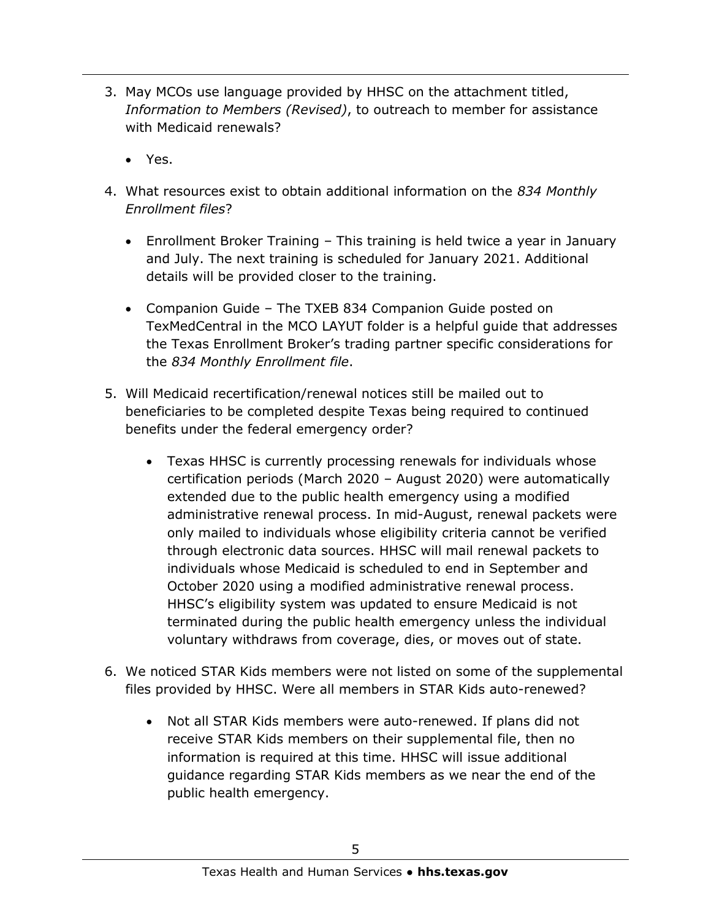3. May MCOs use language provided by HHSC on the attachment titled, *Information to Members (Revised)*, to outreach to member for assistance with Medicaid renewals?

   - Yes.

4. What resources exist to obtain additional information on the *834 Monthly Enrollment files*?

   - Enrollment Broker Training – This training is held twice a year in January and July. The next training is scheduled for January 2021. Additional details will be provided closer to the training.

   - Companion Guide – The TXEB 834 Companion Guide posted on TexMedCentral in the MCO LAYUT folder is a helpful guide that addresses the Texas Enrollment Broker's trading partner specific considerations for the *834 Monthly Enrollment file*.

5. Will Medicaid recertification/renewal notices still be mailed out to beneficiaries to be completed despite Texas being required to continued benefits under the federal emergency order?

   - Texas HHSC is currently processing renewals for individuals whose certification periods (March 2020 – August 2020) were automatically extended due to the public health emergency using a modified administrative renewal process. In mid-August, renewal packets were only mailed to individuals whose eligibility criteria cannot be verified through electronic data sources. HHSC will mail renewal packets to individuals whose Medicaid is scheduled to end in September and October 2020 using a modified administrative renewal process. HHSC's eligibility system was updated to ensure Medicaid is not terminated during the public health emergency unless the individual voluntary withdraws from coverage, dies, or moves out of state.

6. We noticed STAR Kids members were not listed on some of the supplemental files provided by HHSC. Were all members in STAR Kids auto-renewed?

   - Not all STAR Kids members were auto-renewed. If plans did not receive STAR Kids members on their supplemental file, then no information is required at this time. HHSC will issue additional guidance regarding STAR Kids members as we near the end of the public health emergency.